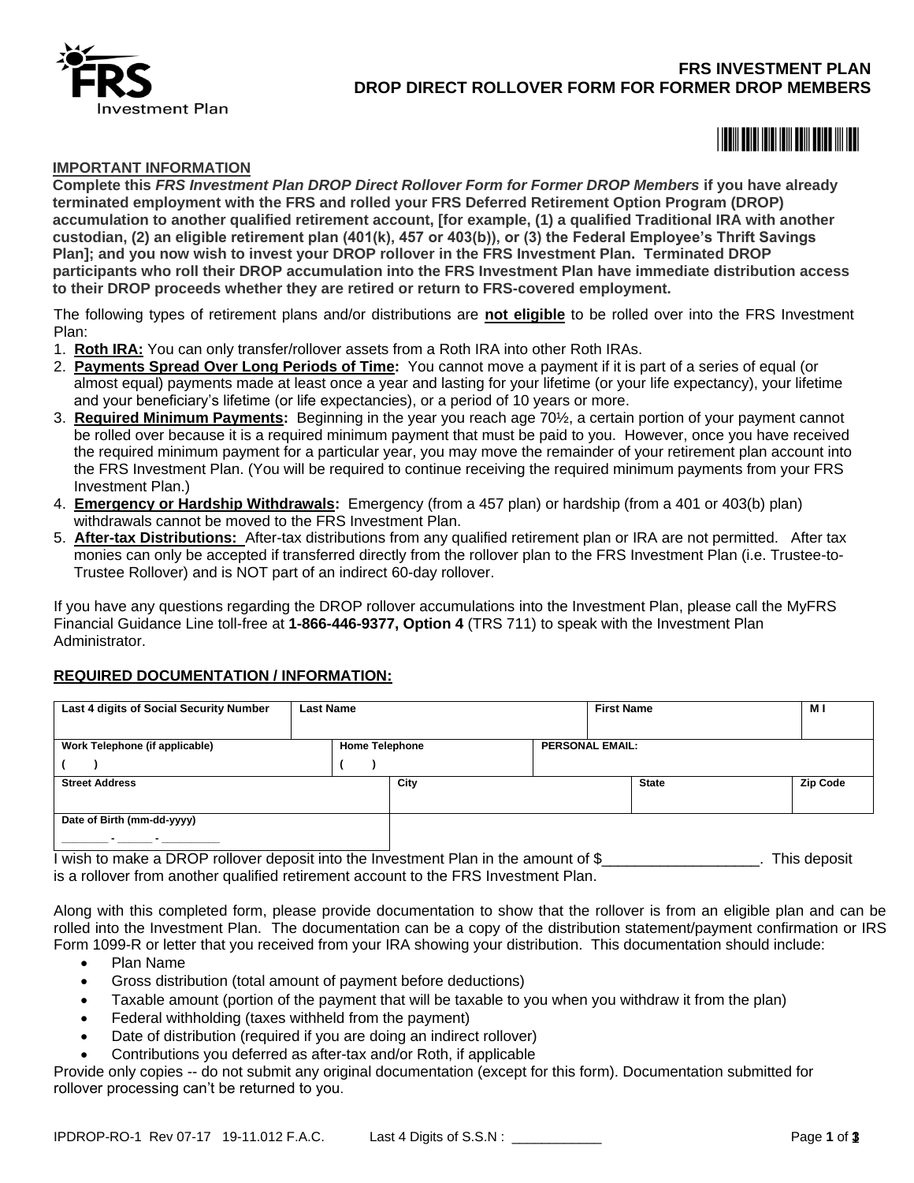# FRS INVESTMENT PLAN
# DROP DIRECT ROLLOVER FORM FOR FORMER DROP MEMBERS

**IMPORTANT INFORMATION**

**Complete this *FRS Investment Plan DROP Direct Rollover Form for Former DROP Members* if you have already terminated employment with the FRS and rolled your FRS Deferred Retirement Option Program (DROP) accumulation to another qualified retirement account, [for example, (1) a qualified Traditional IRA with another custodian, (2) an eligible retirement plan (401(k), 457 or 403(b)), or (3) the Federal Employee's Thrift Savings Plan]; and you now wish to invest your DROP rollover in the FRS Investment Plan. Terminated DROP participants who roll their DROP accumulation into the FRS Investment Plan have immediate distribution access to their DROP proceeds whether they are retired or return to FRS-covered employment.**

The following types of retirement plans and/or distributions are **not eligible** to be rolled over into the FRS Investment Plan:

1. **Roth IRA:** You can only transfer/rollover assets from a Roth IRA into other Roth IRAs.
2. **Payments Spread Over Long Periods of Time:** You cannot move a payment if it is part of a series of equal (or almost equal) payments made at least once a year and lasting for your lifetime (or your life expectancy), your lifetime and your beneficiary's lifetime (or life expectancies), or a period of 10 years or more.
3. **Required Minimum Payments:** Beginning in the year you reach age 70½, a certain portion of your payment cannot be rolled over because it is a required minimum payment that must be paid to you. However, once you have received the required minimum payment for a particular year, you may move the remainder of your retirement plan account into the FRS Investment Plan. (You will be required to continue receiving the required minimum payments from your FRS Investment Plan.)
4. **Emergency or Hardship Withdrawals:** Emergency (from a 457 plan) or hardship (from a 401 or 403(b) plan) withdrawals cannot be moved to the FRS Investment Plan.
5. **After-tax Distributions:** After-tax distributions from any qualified retirement plan or IRA are not permitted. After tax monies can only be accepted if transferred directly from the rollover plan to the FRS Investment Plan (i.e. Trustee-to-Trustee Rollover) and is NOT part of an indirect 60-day rollover.

If you have any questions regarding the DROP rollover accumulations into the Investment Plan, please call the MyFRS Financial Guidance Line toll-free at **1-866-446-9377, Option 4** (TRS 711) to speak with the Investment Plan Administrator.

**REQUIRED DOCUMENTATION / INFORMATION:**

| Last 4 digits of Social Security Number | Last Name | First Name | M I |
|---|---|---|---|
| | | | |

| Work Telephone (if applicable) | Home Telephone | PERSONAL EMAIL: |
|---|---|---|
| (    ) | (    ) | |

| Street Address | City | State | Zip Code |
|---|---|---|---|
| | | | |

| Date of Birth (mm-dd-yyyy) |
|---|
| ______ - _____ - ________ |

I wish to make a DROP rollover deposit into the Investment Plan in the amount of $___________________. This deposit is a rollover from another qualified retirement account to the FRS Investment Plan.

Along with this completed form, please provide documentation to show that the rollover is from an eligible plan and can be rolled into the Investment Plan. The documentation can be a copy of the distribution statement/payment confirmation or IRS Form 1099-R or letter that you received from your IRA showing your distribution. This documentation should include:

- Plan Name
- Gross distribution (total amount of payment before deductions)
- Taxable amount (portion of the payment that will be taxable to you when you withdraw it from the plan)
- Federal withholding (taxes withheld from the payment)
- Date of distribution (required if you are doing an indirect rollover)
- Contributions you deferred as after-tax and/or Roth, if applicable

Provide only copies -- do not submit any original documentation (except for this form). Documentation submitted for rollover processing can't be returned to you.

IPDROP-RO-1 Rev 07-17 19-11.012 F.A.C. Last 4 Digits of S.S.N : ____________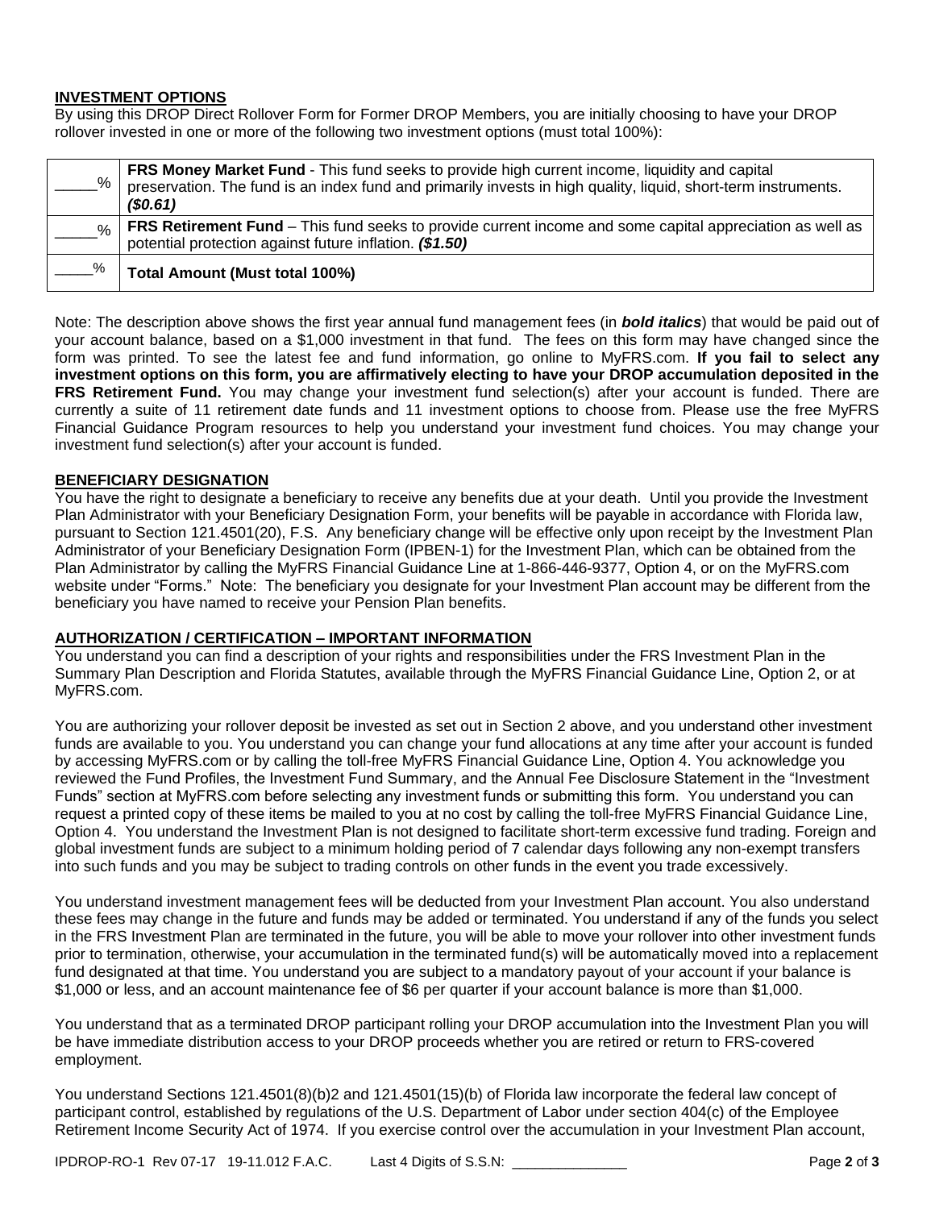**INVESTMENT OPTIONS**

By using this DROP Direct Rollover Form for Former DROP Members, you are initially choosing to have your DROP rollover invested in one or more of the following two investment options (must total 100%):

| | |
|---|---|
| _____% | **FRS Money Market Fund** - This fund seeks to provide high current income, liquidity and capital preservation. The fund is an index fund and primarily invests in high quality, liquid, short-term instruments. ***($0.61)*** |
| _____% | **FRS Retirement Fund** – This fund seeks to provide current income and some capital appreciation as well as potential protection against future inflation. ***($1.50)*** |
| _____% | **Total Amount (Must total 100%)** |

Note: The description above shows the first year annual fund management fees (in ***bold italics***) that would be paid out of your account balance, based on a $1,000 investment in that fund. The fees on this form may have changed since the form was printed. To see the latest fee and fund information, go online to MyFRS.com. **If you fail to select any investment options on this form, you are affirmatively electing to have your DROP accumulation deposited in the FRS Retirement Fund.** You may change your investment fund selection(s) after your account is funded. There are currently a suite of 11 retirement date funds and 11 investment options to choose from. Please use the free MyFRS Financial Guidance Program resources to help you understand your investment fund choices. You may change your investment fund selection(s) after your account is funded.

**BENEFICIARY DESIGNATION**

You have the right to designate a beneficiary to receive any benefits due at your death. Until you provide the Investment Plan Administrator with your Beneficiary Designation Form, your benefits will be payable in accordance with Florida law, pursuant to Section 121.4501(20), F.S. Any beneficiary change will be effective only upon receipt by the Investment Plan Administrator of your Beneficiary Designation Form (IPBEN-1) for the Investment Plan, which can be obtained from the Plan Administrator by calling the MyFRS Financial Guidance Line at 1-866-446-9377, Option 4, or on the MyFRS.com website under "Forms." Note: The beneficiary you designate for your Investment Plan account may be different from the beneficiary you have named to receive your Pension Plan benefits.

**AUTHORIZATION / CERTIFICATION – IMPORTANT INFORMATION**

You understand you can find a description of your rights and responsibilities under the FRS Investment Plan in the Summary Plan Description and Florida Statutes, available through the MyFRS Financial Guidance Line, Option 2, or at MyFRS.com.

You are authorizing your rollover deposit be invested as set out in Section 2 above, and you understand other investment funds are available to you. You understand you can change your fund allocations at any time after your account is funded by accessing MyFRS.com or by calling the toll-free MyFRS Financial Guidance Line, Option 4. You acknowledge you reviewed the Fund Profiles, the Investment Fund Summary, and the Annual Fee Disclosure Statement in the "Investment Funds" section at MyFRS.com before selecting any investment funds or submitting this form. You understand you can request a printed copy of these items be mailed to you at no cost by calling the toll-free MyFRS Financial Guidance Line, Option 4. You understand the Investment Plan is not designed to facilitate short-term excessive fund trading. Foreign and global investment funds are subject to a minimum holding period of 7 calendar days following any non-exempt transfers into such funds and you may be subject to trading controls on other funds in the event you trade excessively.

You understand investment management fees will be deducted from your Investment Plan account. You also understand these fees may change in the future and funds may be added or terminated. You understand if any of the funds you select in the FRS Investment Plan are terminated in the future, you will be able to move your rollover into other investment funds prior to termination, otherwise, your accumulation in the terminated fund(s) will be automatically moved into a replacement fund designated at that time. You understand you are subject to a mandatory payout of your account if your balance is $1,000 or less, and an account maintenance fee of $6 per quarter if your account balance is more than $1,000.

You understand that as a terminated DROP participant rolling your DROP accumulation into the Investment Plan you will be have immediate distribution access to your DROP proceeds whether you are retired or return to FRS-covered employment.

You understand Sections 121.4501(8)(b)2 and 121.4501(15)(b) of Florida law incorporate the federal law concept of participant control, established by regulations of the U.S. Department of Labor under section 404(c) of the Employee Retirement Income Security Act of 1974. If you exercise control over the accumulation in your Investment Plan account,

IPDROP-RO-1 Rev 07-17 19-11.012 F.A.C. Last 4 Digits of S.S.N: _______________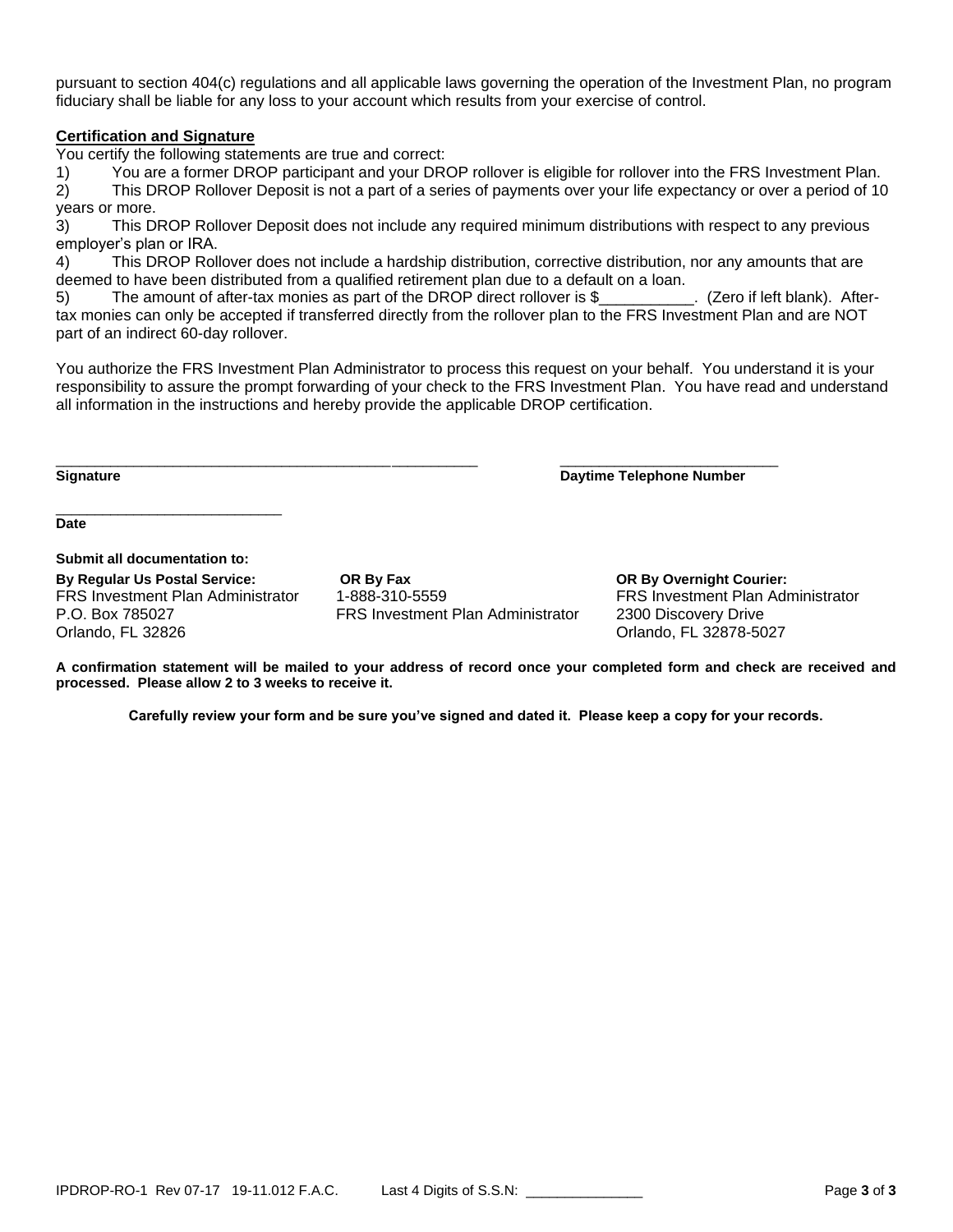pursuant to section 404(c) regulations and all applicable laws governing the operation of the Investment Plan, no program fiduciary shall be liable for any loss to your account which results from your exercise of control.

**Certification and Signature**

You certify the following statements are true and correct:

1) You are a former DROP participant and your DROP rollover is eligible for rollover into the FRS Investment Plan.
2) This DROP Rollover Deposit is not a part of a series of payments over your life expectancy or over a period of 10 years or more.
3) This DROP Rollover Deposit does not include any required minimum distributions with respect to any previous employer's plan or IRA.
4) This DROP Rollover does not include a hardship distribution, corrective distribution, nor any amounts that are deemed to have been distributed from a qualified retirement plan due to a default on a loan.
5) The amount of after-tax monies as part of the DROP direct rollover is $___________. (Zero if left blank). After-tax monies can only be accepted if transferred directly from the rollover plan to the FRS Investment Plan and are NOT part of an indirect 60-day rollover.

You authorize the FRS Investment Plan Administrator to process this request on your behalf. You understand it is your responsibility to assure the prompt forwarding of your check to the FRS Investment Plan. You have read and understand all information in the instructions and hereby provide the applicable DROP certification.

_____________________________________________________ **Signature**

___________________________ **Daytime Telephone Number**

____________________________ **Date**

**Submit all documentation to:**

**By Regular Us Postal Service:**
FRS Investment Plan Administrator
P.O. Box 785027
Orlando, FL 32826

**OR By Fax**
1-888-310-5559
FRS Investment Plan Administrator

**OR By Overnight Courier:**
FRS Investment Plan Administrator
2300 Discovery Drive
Orlando, FL 32878-5027

**A confirmation statement will be mailed to your address of record once your completed form and check are received and processed. Please allow 2 to 3 weeks to receive it.**

**Carefully review your form and be sure you've signed and dated it. Please keep a copy for your records.**

IPDROP-RO-1 Rev 07-17 19-11.012 F.A.C. Last 4 Digits of S.S.N: _______________